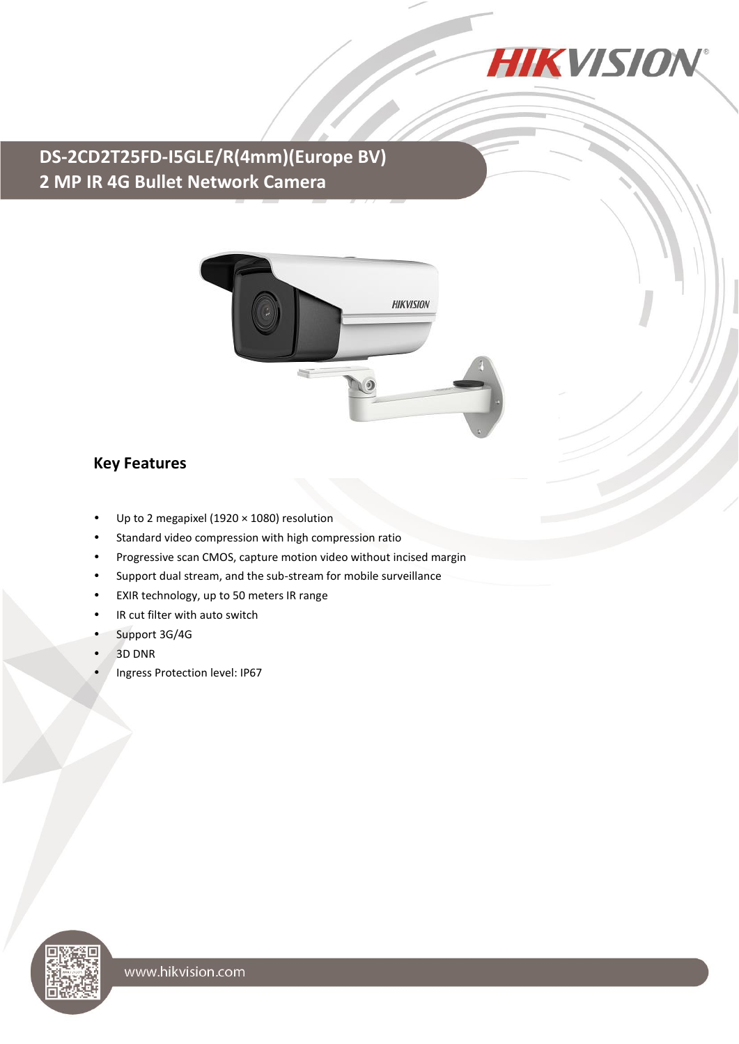# DS-2CD2T25FD-I5GLE/R(4mm)(Europe BV)
# 2 MP IR 4G Bullet Network Camera

## Key Features

- Up to 2 megapixel (1920 × 1080) resolution
- Standard video compression with high compression ratio
- Progressive scan CMOS, capture motion video without incised margin
- Support dual stream, and the sub-stream for mobile surveillance
- EXIR technology, up to 50 meters IR range
- IR cut filter with auto switch
- Support 3G/4G
- 3D DNR
- Ingress Protection level: IP67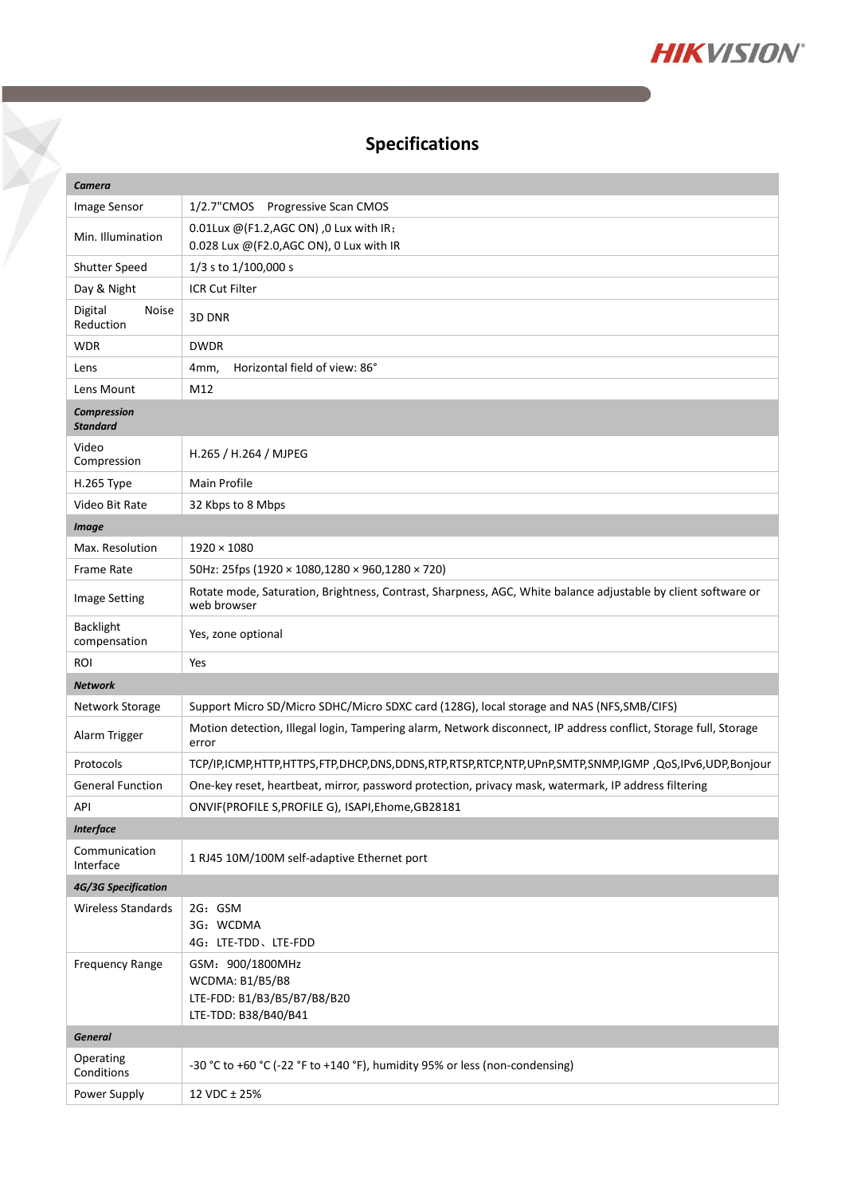## Specifications

| | |
|---|---|
| ***Camera*** | |
| Image Sensor | 1/2.7"CMOS Progressive Scan CMOS |
| Min. Illumination | 0.01Lux @(F1.2,AGC ON) ,0 Lux with IR；<br>0.028 Lux @(F2.0,AGC ON), 0 Lux with IR |
| Shutter Speed | 1/3 s to 1/100,000 s |
| Day & Night | ICR Cut Filter |
| Digital Noise Reduction | 3D DNR |
| WDR | DWDR |
| Lens | 4mm, Horizontal field of view: 86° |
| Lens Mount | M12 |
| ***Compression Standard*** | |
| Video Compression | H.265 / H.264 / MJPEG |
| H.265 Type | Main Profile |
| Video Bit Rate | 32 Kbps to 8 Mbps |
| ***Image*** | |
| Max. Resolution | 1920 × 1080 |
| Frame Rate | 50Hz: 25fps (1920 × 1080,1280 × 960,1280 × 720) |
| Image Setting | Rotate mode, Saturation, Brightness, Contrast, Sharpness, AGC, White balance adjustable by client software or web browser |
| Backlight compensation | Yes, zone optional |
| ROI | Yes |
| ***Network*** | |
| Network Storage | Support Micro SD/Micro SDHC/Micro SDXC card (128G), local storage and NAS (NFS,SMB/CIFS) |
| Alarm Trigger | Motion detection, Illegal login, Tampering alarm, Network disconnect, IP address conflict, Storage full, Storage error |
| Protocols | TCP/IP,ICMP,HTTP,HTTPS,FTP,DHCP,DNS,DDNS,RTP,RTSP,RTCP,NTP,UPnP,SMTP,SNMP,IGMP ,QoS,IPv6,UDP,Bonjour |
| General Function | One-key reset, heartbeat, mirror, password protection, privacy mask, watermark, IP address filtering |
| API | ONVIF(PROFILE S,PROFILE G), ISAPI,Ehome,GB28181 |
| ***Interface*** | |
| Communication Interface | 1 RJ45 10M/100M self-adaptive Ethernet port |
| ***4G/3G Specification*** | |
| Wireless Standards | 2G：GSM<br>3G：WCDMA<br>4G：LTE-TDD、LTE-FDD |
| Frequency Range | GSM：900/1800MHz<br>WCDMA: B1/B5/B8<br>LTE-FDD: B1/B3/B5/B7/B8/B20<br>LTE-TDD: B38/B40/B41 |
| ***General*** | |
| Operating Conditions | -30 °C to +60 °C (-22 °F to +140 °F), humidity 95% or less (non-condensing) |
| Power Supply | 12 VDC ± 25% |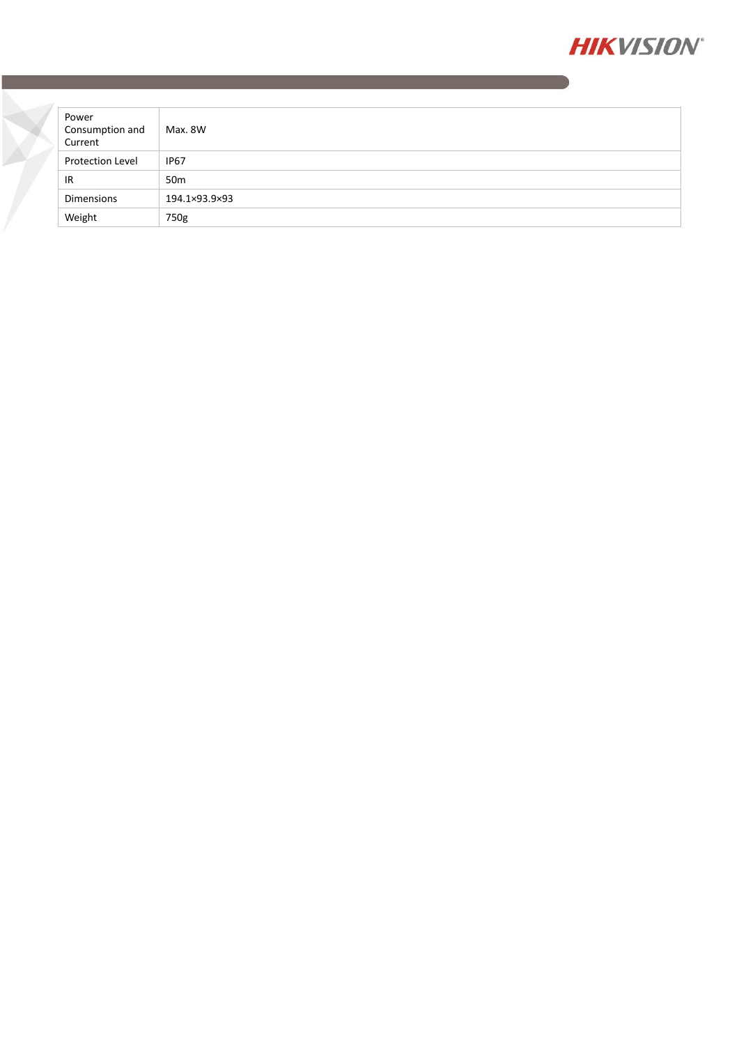| | |
|---|---|
| Power Consumption and Current | Max. 8W |
| Protection Level | IP67 |
| IR | 50m |
| Dimensions | 194.1×93.9×93 |
| Weight | 750g |